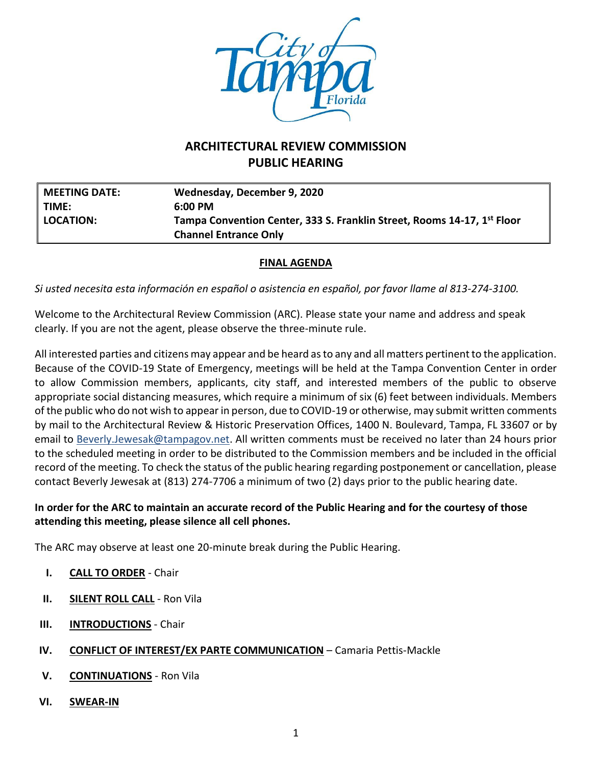# ARCHITECTURAL REVIEW COMMISSION
## PUBLIC HEARING

| | |
|---|---|
| **MEETING DATE:** | **Wednesday, December 9, 2020** |
| **TIME:** | **6:00 PM** |
| **LOCATION:** | **Tampa Convention Center, 333 S. Franklin Street, Rooms 14-17, 1st Floor Channel Entrance Only** |

**FINAL AGENDA**

*Si usted necesita esta información en español o asistencia en español, por favor llame al 813-274-3100.*

Welcome to the Architectural Review Commission (ARC). Please state your name and address and speak clearly. If you are not the agent, please observe the three-minute rule.

All interested parties and citizens may appear and be heard as to any and all matters pertinent to the application. Because of the COVID-19 State of Emergency, meetings will be held at the Tampa Convention Center in order to allow Commission members, applicants, city staff, and interested members of the public to observe appropriate social distancing measures, which require a minimum of six (6) feet between individuals. Members of the public who do not wish to appear in person, due to COVID-19 or otherwise, may submit written comments by mail to the Architectural Review & Historic Preservation Offices, 1400 N. Boulevard, Tampa, FL 33607 or by email to Beverly.Jewesak@tampagov.net. All written comments must be received no later than 24 hours prior to the scheduled meeting in order to be distributed to the Commission members and be included in the official record of the meeting. To check the status of the public hearing regarding postponement or cancellation, please contact Beverly Jewesak at (813) 274-7706 a minimum of two (2) days prior to the public hearing date.

**In order for the ARC to maintain an accurate record of the Public Hearing and for the courtesy of those attending this meeting, please silence all cell phones.**

The ARC may observe at least one 20-minute break during the Public Hearing.

I. **CALL TO ORDER** - Chair

II. **SILENT ROLL CALL** - Ron Vila

III. **INTRODUCTIONS** - Chair

IV. **CONFLICT OF INTEREST/EX PARTE COMMUNICATION** – Camaria Pettis-Mackle

V. **CONTINUATIONS** - Ron Vila

VI. **SWEAR-IN**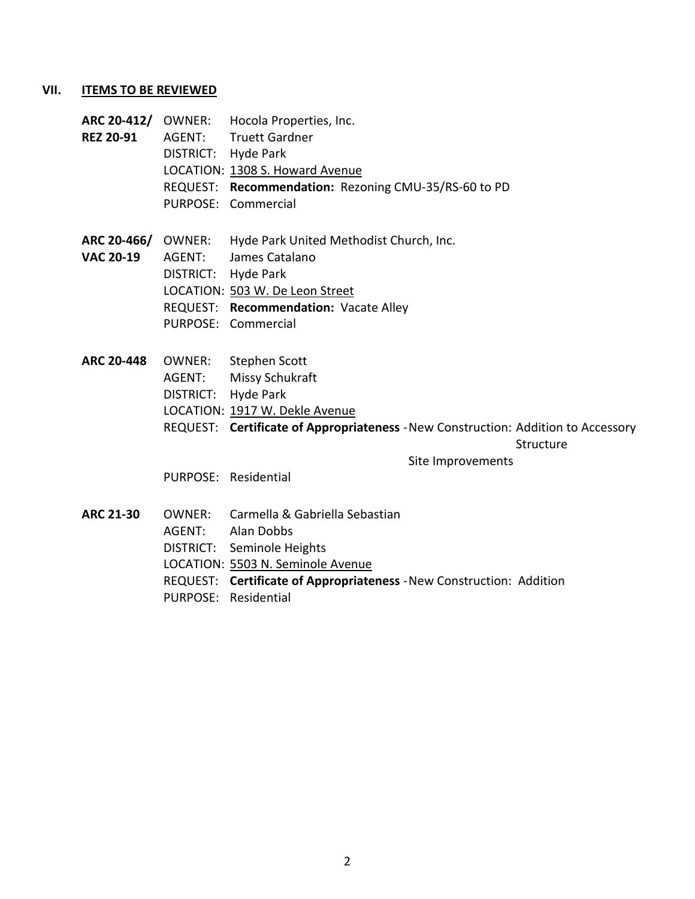## VII. ITEMS TO BE REVIEWED

**ARC 20-412/ REZ 20-91**
OWNER: Hocola Properties, Inc.
AGENT: Truett Gardner
DISTRICT: Hyde Park
LOCATION: 1308 S. Howard Avenue
REQUEST: **Recommendation:** Rezoning CMU-35/RS-60 to PD
PURPOSE: Commercial

**ARC 20-466/ VAC 20-19**
OWNER: Hyde Park United Methodist Church, Inc.
AGENT: James Catalano
DISTRICT: Hyde Park
LOCATION: 503 W. De Leon Street
REQUEST: **Recommendation:** Vacate Alley
PURPOSE: Commercial

**ARC 20-448**
OWNER: Stephen Scott
AGENT: Missy Schukraft
DISTRICT: Hyde Park
LOCATION: 1917 W. Dekle Avenue
REQUEST: **Certificate of Appropriateness** - New Construction: Addition to Accessory Structure
Site Improvements
PURPOSE: Residential

**ARC 21-30**
OWNER: Carmella & Gabriella Sebastian
AGENT: Alan Dobbs
DISTRICT: Seminole Heights
LOCATION: 5503 N. Seminole Avenue
REQUEST: **Certificate of Appropriateness** - New Construction: Addition
PURPOSE: Residential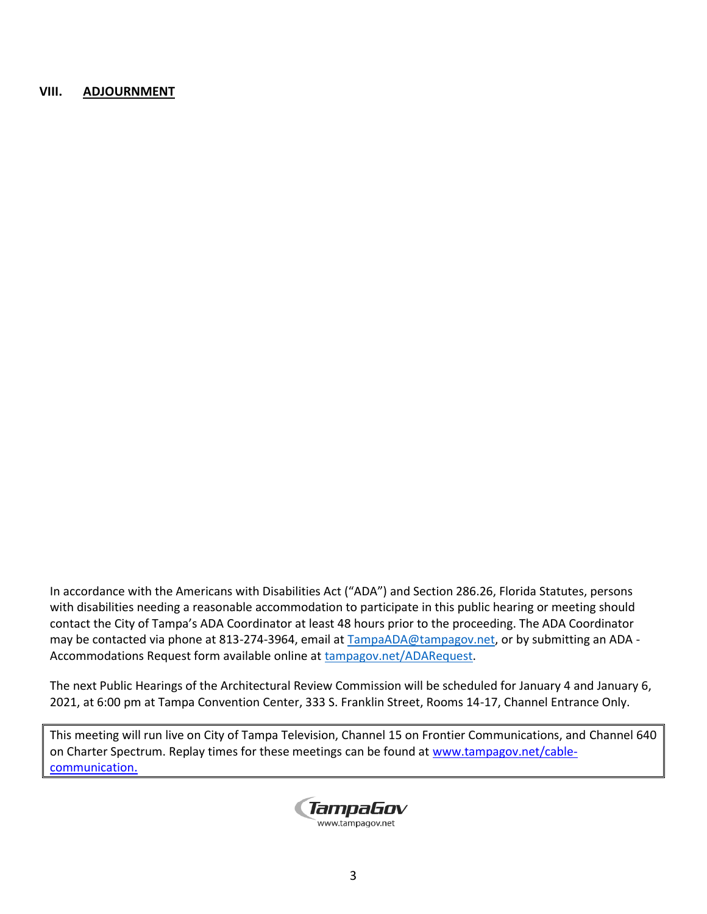## VIII. ADJOURNMENT

In accordance with the Americans with Disabilities Act ("ADA") and Section 286.26, Florida Statutes, persons with disabilities needing a reasonable accommodation to participate in this public hearing or meeting should contact the City of Tampa's ADA Coordinator at least 48 hours prior to the proceeding. The ADA Coordinator may be contacted via phone at 813-274-3964, email at [TampaADA@tampagov.net](mailto:TampaADA@tampagov.net), or by submitting an ADA - Accommodations Request form available online at [tampagov.net/ADARequest](tampagov.net/ADARequest).

The next Public Hearings of the Architectural Review Commission will be scheduled for January 4 and January 6, 2021, at 6:00 pm at Tampa Convention Center, 333 S. Franklin Street, Rooms 14-17, Channel Entrance Only.

| |
|---|
| This meeting will run live on City of Tampa Television, Channel 15 on Frontier Communications, and Channel 640 on Charter Spectrum. Replay times for these meetings can be found at [www.tampagov.net/cable-communication.](www.tampagov.net/cable-communication) |

TampaGov
www.tampagov.net